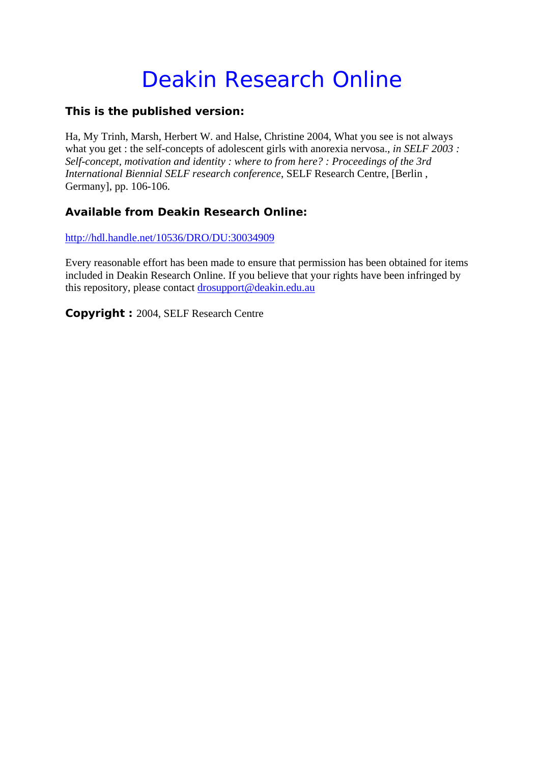# Deakin Research Online

**This is the published version:**

Ha, My Trinh, Marsh, Herbert W. and Halse, Christine 2004, What you see is not always what you get : the self-concepts of adolescent girls with anorexia nervosa., *in SELF 2003 : Self-concept, motivation and identity : where to from here? : Proceedings of the 3rd International Biennial SELF research conference*, SELF Research Centre, [Berlin , Germany], pp. 106-106.

**Available from Deakin Research Online:**

http://hdl.handle.net/10536/DRO/DU:30034909

Every reasonable effort has been made to ensure that permission has been obtained for items included in Deakin Research Online. If you believe that your rights have been infringed by this repository, please contact drosupport@deakin.edu.au

**Copyright :** 2004, SELF Research Centre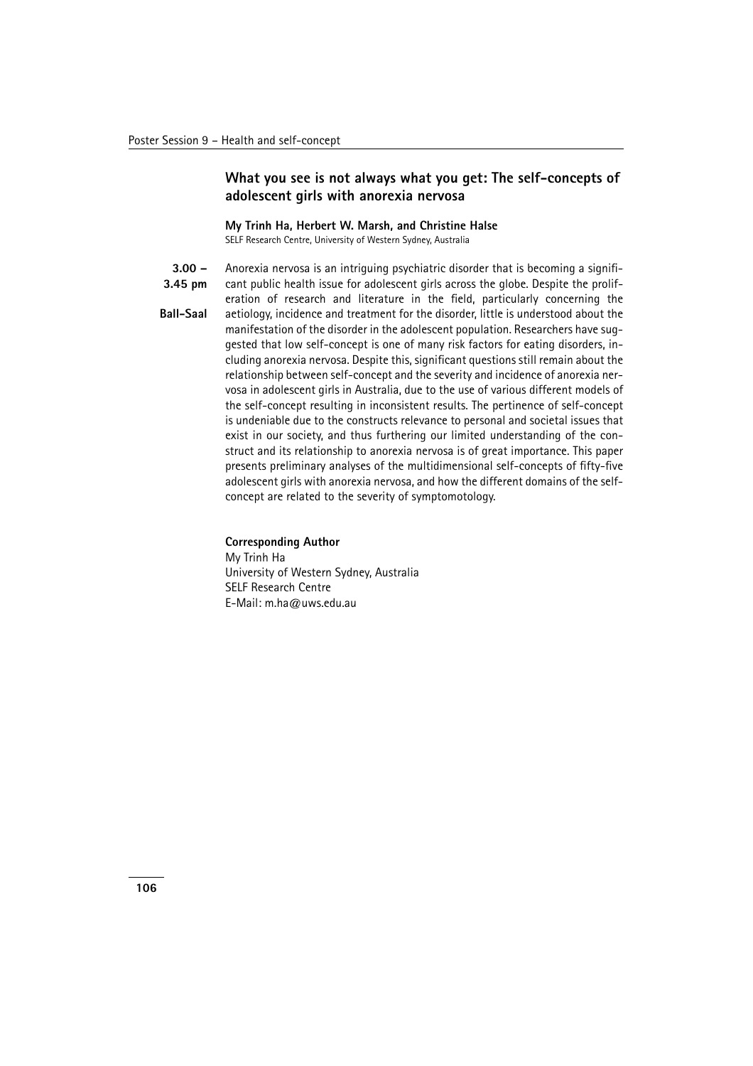## What you see is not always what you get: The self-concepts of adolescent girls with anorexia nervosa

**My Trinh Ha, Herbert W. Marsh, and Christine Halse**
SELF Research Centre, University of Western Sydney, Australia

**3.00 – 3.45 pm**

**Ball-Saal**

Anorexia nervosa is an intriguing psychiatric disorder that is becoming a significant public health issue for adolescent girls across the globe. Despite the proliferation of research and literature in the field, particularly concerning the aetiology, incidence and treatment for the disorder, little is understood about the manifestation of the disorder in the adolescent population. Researchers have suggested that low self-concept is one of many risk factors for eating disorders, including anorexia nervosa. Despite this, significant questions still remain about the relationship between self-concept and the severity and incidence of anorexia nervosa in adolescent girls in Australia, due to the use of various different models of the self-concept resulting in inconsistent results. The pertinence of self-concept is undeniable due to the constructs relevance to personal and societal issues that exist in our society, and thus furthering our limited understanding of the construct and its relationship to anorexia nervosa is of great importance. This paper presents preliminary analyses of the multidimensional self-concepts of fifty-five adolescent girls with anorexia nervosa, and how the different domains of the self-concept are related to the severity of symptomotology.

**Corresponding Author**
My Trinh Ha
University of Western Sydney, Australia
SELF Research Centre
E-Mail: m.ha@uws.edu.au